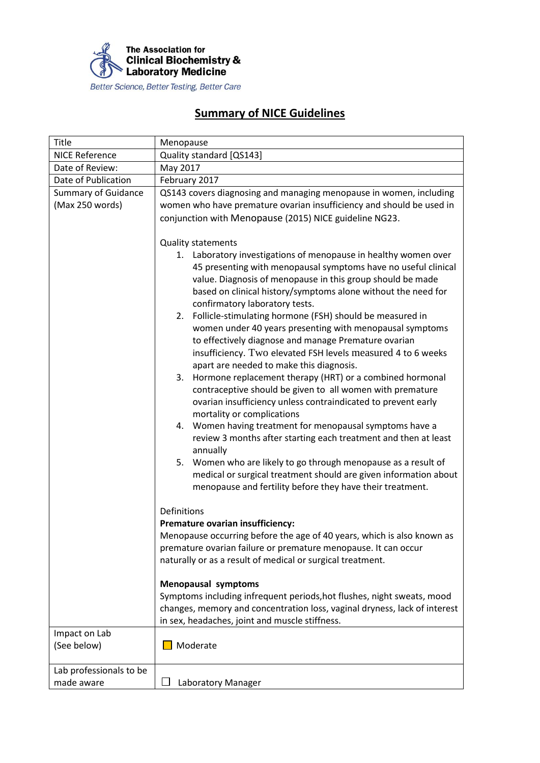The Association for **Clinical Biochemistry & Laboratory Medicine**

*Better Science, Better Testing, Better Care*

# Summary of NICE Guidelines

| | |
|---|---|
| Title | Menopause |
| NICE Reference | Quality standard [QS143] |
| Date of Review: | May 2017 |
| Date of Publication | February 2017 |
| Summary of Guidance (Max 250 words) | QS143 covers diagnosing and managing menopause in women, including women who have premature ovarian insufficiency and should be used in conjunction with Menopause (2015) NICE guideline NG23.<br><br>Quality statements<br>1. Laboratory investigations of menopause in healthy women over 45 presenting with menopausal symptoms have no useful clinical value. Diagnosis of menopause in this group should be made based on clinical history/symptoms alone without the need for confirmatory laboratory tests.<br>2. Follicle-stimulating hormone (FSH) should be measured in women under 40 years presenting with menopausal symptoms to effectively diagnose and manage Premature ovarian insufficiency. Two elevated FSH levels measured 4 to 6 weeks apart are needed to make this diagnosis.<br>3. Hormone replacement therapy (HRT) or a combined hormonal contraceptive should be given to all women with premature ovarian insufficiency unless contraindicated to prevent early mortality or complications<br>4. Women having treatment for menopausal symptoms have a review 3 months after starting each treatment and then at least annually<br>5. Women who are likely to go through menopause as a result of medical or surgical treatment should are given information about menopause and fertility before they have their treatment.<br><br>Definitions<br>**Premature ovarian insufficiency:**<br>Menopause occurring before the age of 40 years, which is also known as premature ovarian failure or premature menopause. It can occur naturally or as a result of medical or surgical treatment.<br><br>**Menopausal symptoms**<br>Symptoms including infrequent periods,hot flushes, night sweats, mood changes, memory and concentration loss, vaginal dryness, lack of interest in sex, headaches, joint and muscle stiffness. |
| Impact on Lab (See below) | Moderate |
| Lab professionals to be made aware | ☐ Laboratory Manager |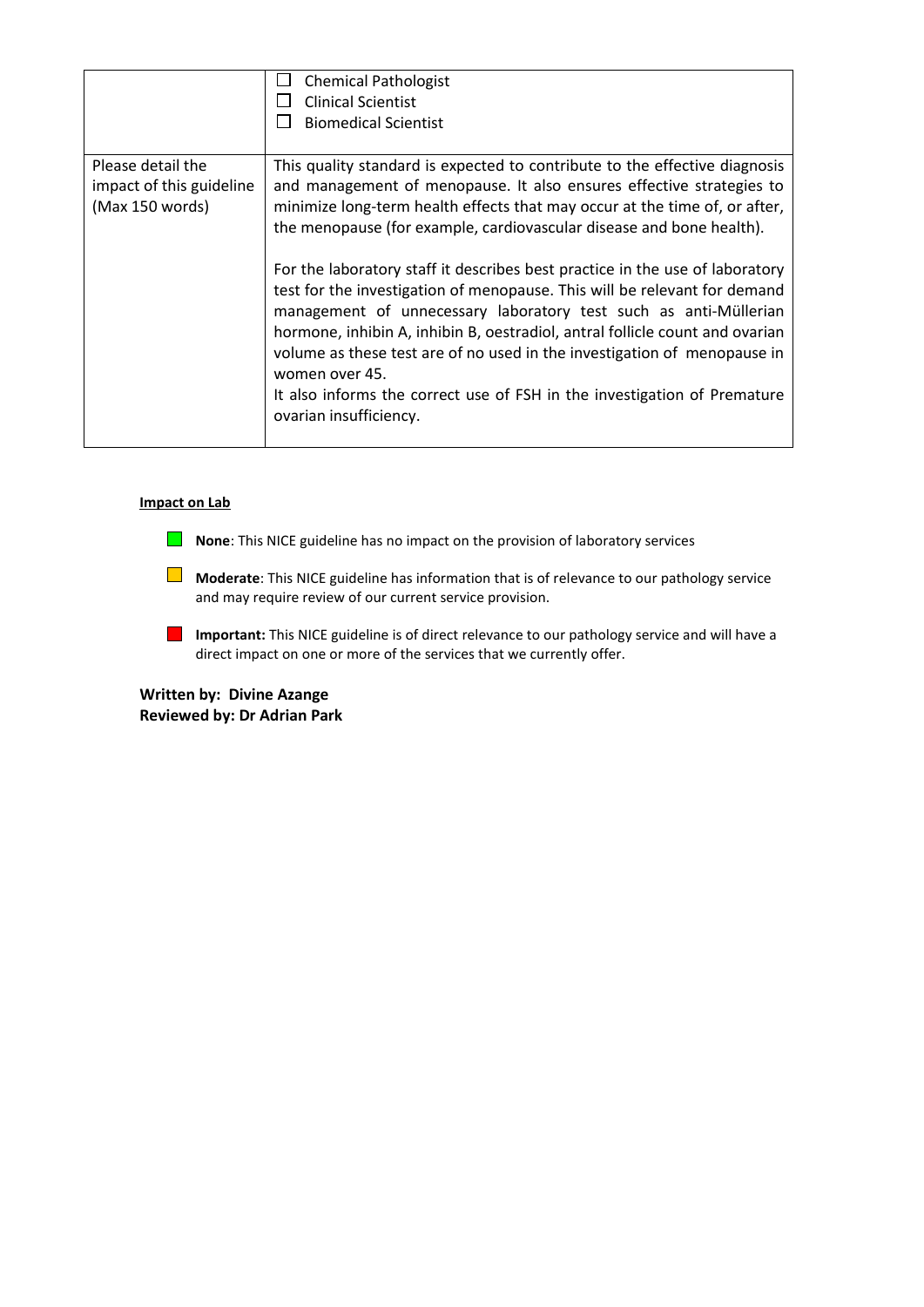| | |
|---|---|
| | ☐ Chemical Pathologist<br>☐ Clinical Scientist<br>☐ Biomedical Scientist |
| Please detail the impact of this guideline (Max 150 words) | This quality standard is expected to contribute to the effective diagnosis and management of menopause. It also ensures effective strategies to minimize long-term health effects that may occur at the time of, or after, the menopause (for example, cardiovascular disease and bone health).<br><br>For the laboratory staff it describes best practice in the use of laboratory test for the investigation of menopause. This will be relevant for demand management of unnecessary laboratory test such as anti-Müllerian hormone, inhibin A, inhibin B, oestradiol, antral follicle count and ovarian volume as these test are of no used in the investigation of menopause in women over 45.<br>It also informs the correct use of FSH in the investigation of Premature ovarian insufficiency. |

**Impact on Lab**

- **None**: This NICE guideline has no impact on the provision of laboratory services
- **Moderate**: This NICE guideline has information that is of relevance to our pathology service and may require review of our current service provision.
- **Important:** This NICE guideline is of direct relevance to our pathology service and will have a direct impact on one or more of the services that we currently offer.

**Written by: Divine Azange**
**Reviewed by: Dr Adrian Park**